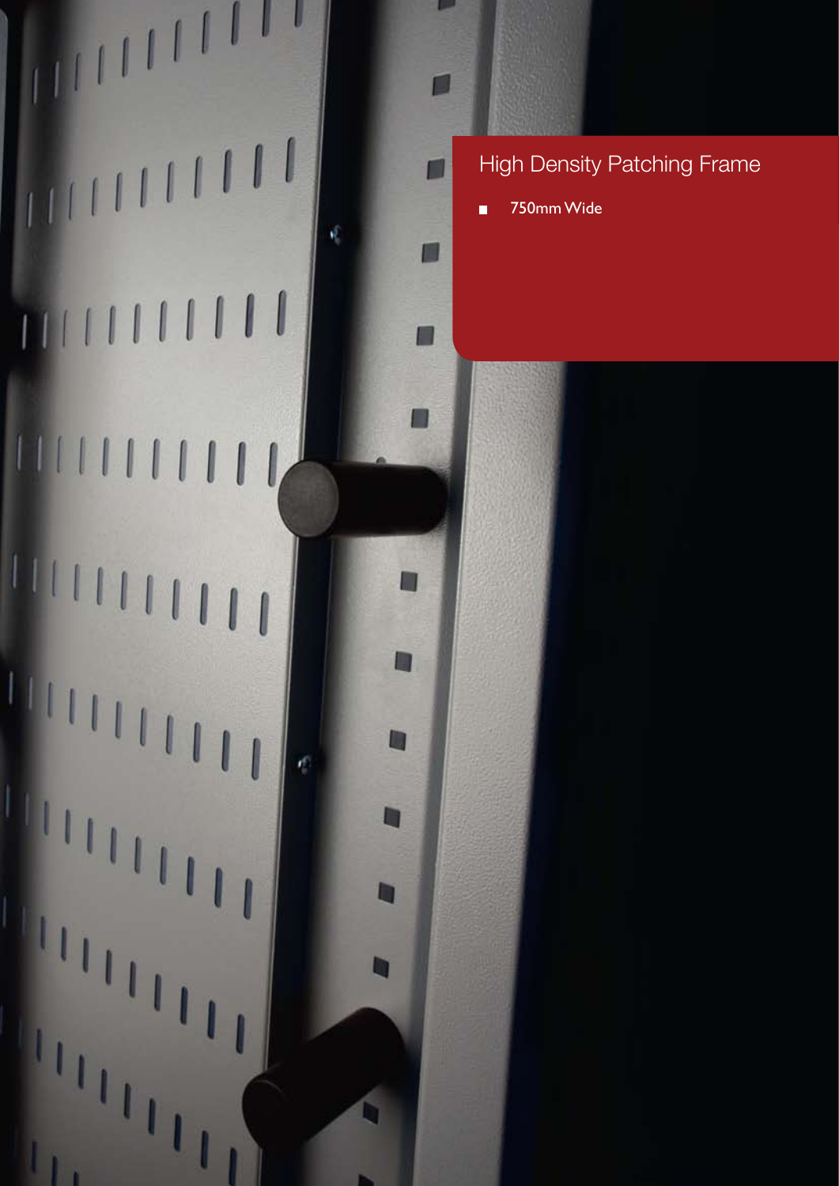# High Density Patching Frame

- 750mm Wide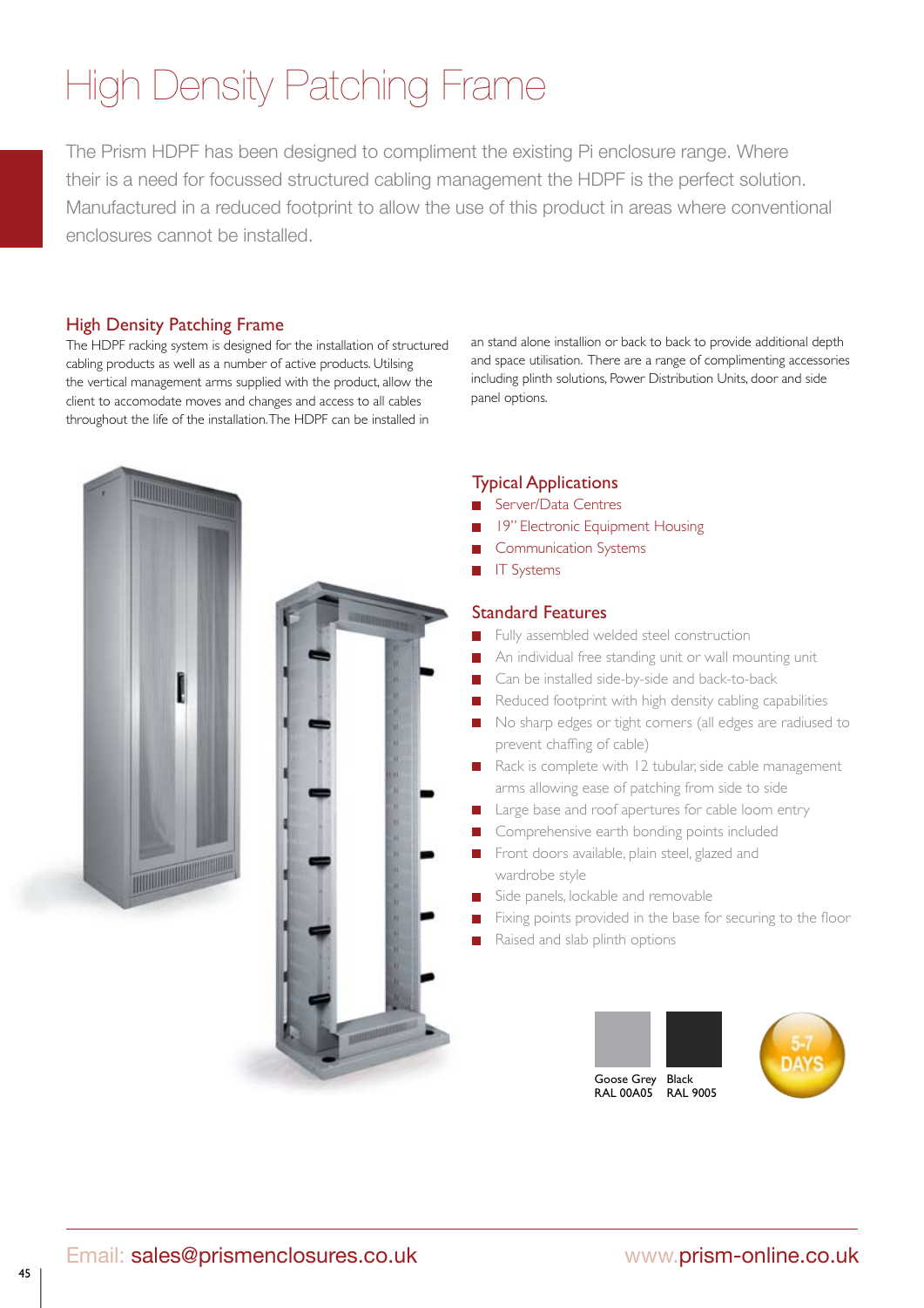# High Density Patching Frame

The Prism HDPF has been designed to compliment the existing Pi enclosure range. Where their is a need for focussed structured cabling management the HDPF is the perfect solution. Manufactured in a reduced footprint to allow the use of this product in areas where conventional enclosures cannot be installed.

## High Density Patching Frame

The HDPF racking system is designed for the installation of structured cabling products as well as a number of active products. Utilsing the vertical management arms supplied with the product, allow the client to accomodate moves and changes and access to all cables throughout the life of the installation. The HDPF can be installed in an stand alone installion or back to back to provide additional depth and space utilisation. There are a range of complimenting accessories including plinth solutions, Power Distribution Units, door and side panel options.

## Typical Applications

- Server/Data Centres
- 19" Electronic Equipment Housing
- Communication Systems
- IT Systems

## Standard Features

- Fully assembled welded steel construction
- An individual free standing unit or wall mounting unit
- Can be installed side-by-side and back-to-back
- Reduced footprint with high density cabling capabilities
- No sharp edges or tight corners (all edges are radiused to prevent chaffing of cable)
- Rack is complete with 12 tubular, side cable management arms allowing ease of patching from side to side
- Large base and roof apertures for cable loom entry
- Comprehensive earth bonding points included
- Front doors available, plain steel, glazed and wardrobe style
- Side panels, lockable and removable
- Fixing points provided in the base for securing to the floor
- Raised and slab plinth options

Goose Grey RAL 00A05 | Black RAL 9005

5-7 DAYS

Email: sales@prismenclosures.co.uk www.prism-online.co.uk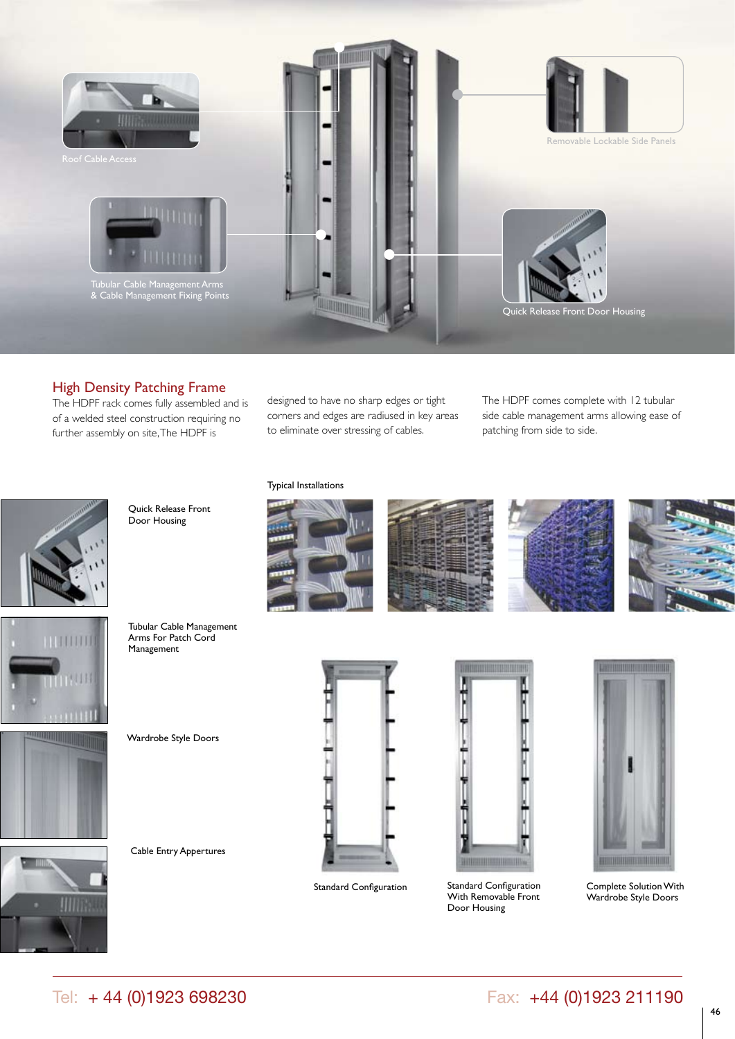Roof Cable Access

Tubular Cable Management Arms & Cable Management Fixing Points

Removable Lockable Side Panels

Quick Release Front Door Housing

## High Density Patching Frame

The HDPF rack comes fully assembled and is of a welded steel construction requiring no further assembly on site, The HDPF is designed to have no sharp edges or tight corners and edges are radiused in key areas to eliminate over stressing of cables.

The HDPF comes complete with 12 tubular side cable management arms allowing ease of patching from side to side.

Typical Installations

Quick Release Front Door Housing

Tubular Cable Management Arms For Patch Cord Management

Wardrobe Style Doors

Cable Entry Appertures

Standard Configuration

Standard Configuration With Removable Front Door Housing

Complete Solution With Wardrobe Style Doors

Tel: + 44 (0)1923 698230

Fax: +44 (0)1923 211190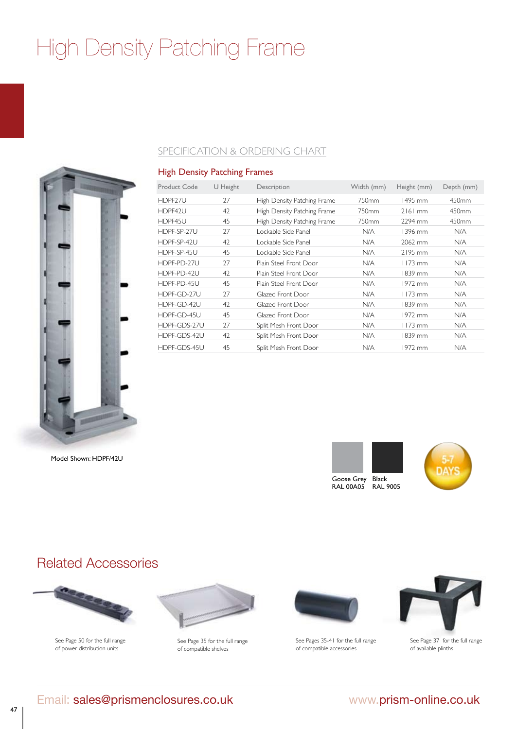# High Density Patching Frame

## SPECIFICATION & ORDERING CHART

### High Density Patching Frames

| Product Code | U Height | Description | Width (mm) | Height (mm) | Depth (mm) |
|---|---|---|---|---|---|
| HDPF27U | 27 | High Density Patching Frame | 750mm | 1495 mm | 450mm |
| HDPF42U | 42 | High Density Patching Frame | 750mm | 2161 mm | 450mm |
| HDPF45U | 45 | High Density Patching Frame | 750mm | 2294 mm | 450mm |
| HDPF-SP-27U | 27 | Lockable Side Panel | N/A | 1396 mm | N/A |
| HDPF-SP-42U | 42 | Lockable Side Panel | N/A | 2062 mm | N/A |
| HDPF-SP-45U | 45 | Lockable Side Panel | N/A | 2195 mm | N/A |
| HDPF-PD-27U | 27 | Plain Steel Front Door | N/A | 1173 mm | N/A |
| HDPF-PD-42U | 42 | Plain Steel Front Door | N/A | 1839 mm | N/A |
| HDPF-PD-45U | 45 | Plain Steel Front Door | N/A | 1972 mm | N/A |
| HDPF-GD-27U | 27 | Glazed Front Door | N/A | 1173 mm | N/A |
| HDPF-GD-42U | 42 | Glazed Front Door | N/A | 1839 mm | N/A |
| HDPF-GD-45U | 45 | Glazed Front Door | N/A | 1972 mm | N/A |
| HDPF-GDS-27U | 27 | Split Mesh Front Door | N/A | 1173 mm | N/A |
| HDPF-GDS-42U | 42 | Split Mesh Front Door | N/A | 1839 mm | N/A |
| HDPF-GDS-45U | 45 | Split Mesh Front Door | N/A | 1972 mm | N/A |

Model Shown: HDPF/42U

Goose Grey RAL 00A05

Black RAL 9005

5-7 DAYS

## Related Accessories

See Page 50 for the full range of power distribution units

See Page 35 for the full range of compatible shelves

See Pages 35-41 for the full range of compatible accessories

See Page 37 for the full range of available plinths

Email: sales@prismenclosures.co.uk

www.prism-online.co.uk